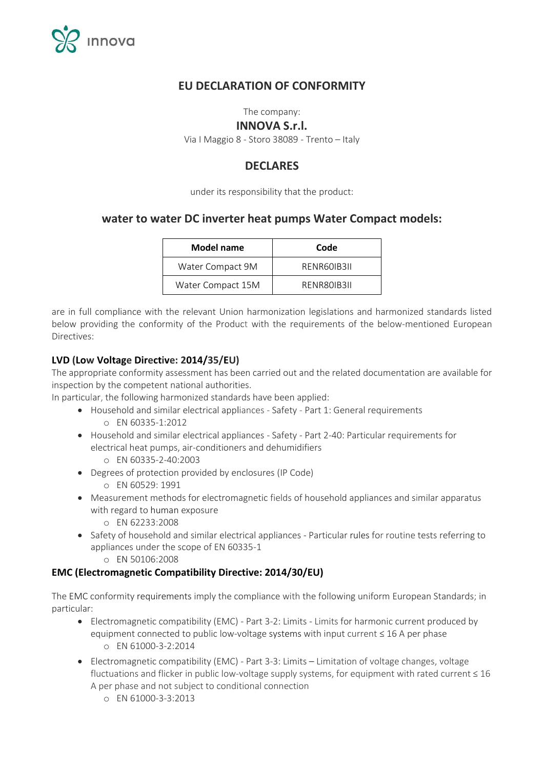# EU DECLARATION OF CONFORMITY

The company:

**INNOVA S.r.l.**

Via I Maggio 8 - Storo 38089 - Trento – Italy

## DECLARES

under its responsibility that the product:

## water to water DC inverter heat pumps Water Compact models:

| Model name | Code |
| --- | --- |
| Water Compact 9M | RENR60IB3II |
| Water Compact 15M | RENR80IB3II |

are in full compliance with the relevant Union harmonization legislations and harmonized standards listed below providing the conformity of the Product with the requirements of the below-mentioned European Directives:

### LVD (Low Voltage Directive: 2014/35/EU)

The appropriate conformity assessment has been carried out and the related documentation are available for inspection by the competent national authorities.

In particular, the following harmonized standards have been applied:

- Household and similar electrical appliances - Safety - Part 1: General requirements
  - EN 60335-1:2012
- Household and similar electrical appliances - Safety - Part 2-40: Particular requirements for electrical heat pumps, air-conditioners and dehumidifiers
  - EN 60335-2-40:2003
- Degrees of protection provided by enclosures (IP Code)
  - EN 60529: 1991
- Measurement methods for electromagnetic fields of household appliances and similar apparatus with regard to human exposure
  - EN 62233:2008
- Safety of household and similar electrical appliances - Particular rules for routine tests referring to appliances under the scope of EN 60335-1
  - EN 50106:2008

### EMC (Electromagnetic Compatibility Directive: 2014/30/EU)

The EMC conformity requirements imply the compliance with the following uniform European Standards; in particular:

- Electromagnetic compatibility (EMC) - Part 3-2: Limits - Limits for harmonic current produced by equipment connected to public low-voltage systems with input current ≤ 16 A per phase
  - EN 61000-3-2:2014
- Electromagnetic compatibility (EMC) - Part 3-3: Limits – Limitation of voltage changes, voltage fluctuations and flicker in public low-voltage supply systems, for equipment with rated current ≤ 16 A per phase and not subject to conditional connection
  - EN 61000-3-3:2013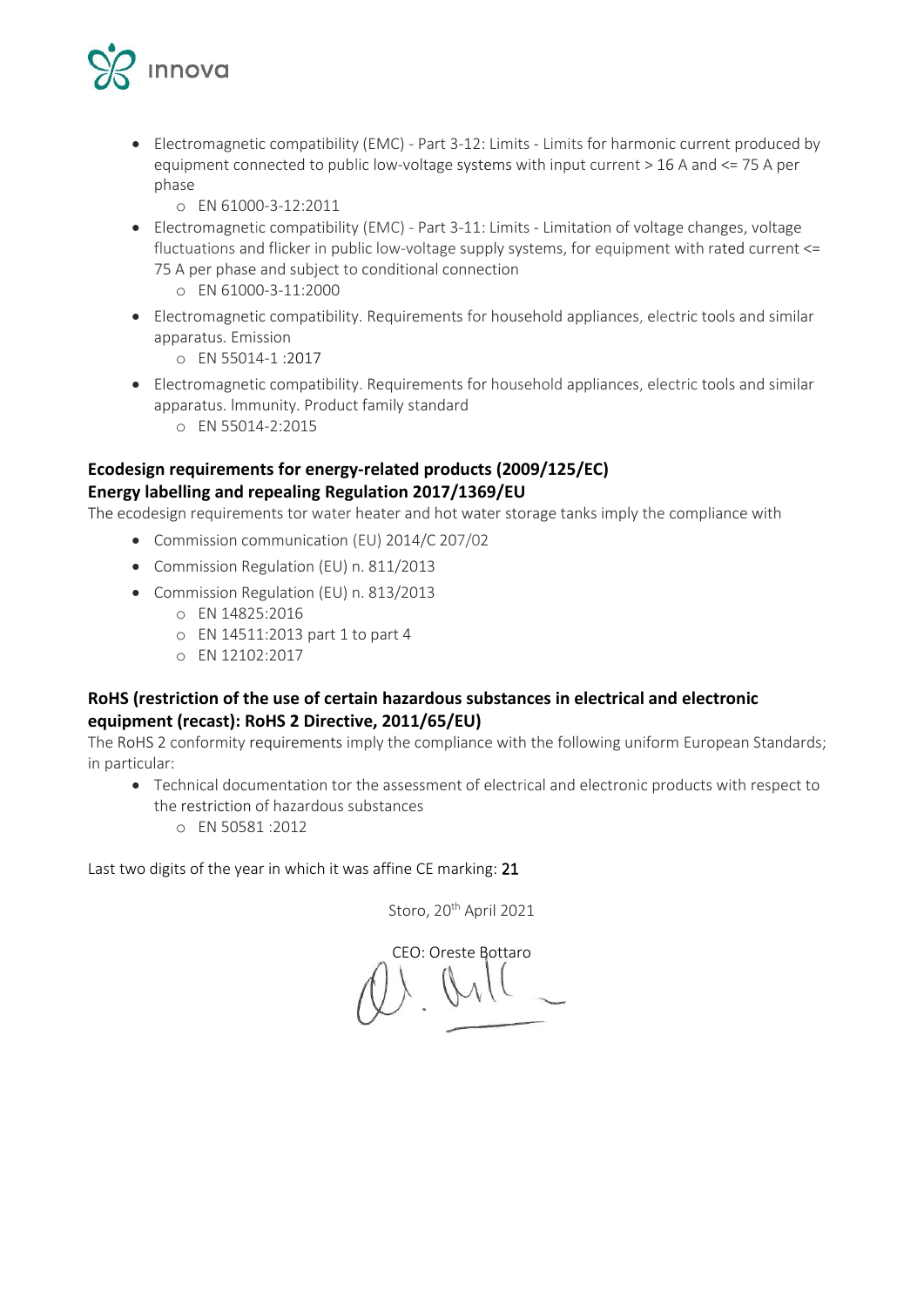- Electromagnetic compatibility (EMC) - Part 3-12: Limits - Limits for harmonic current produced by equipment connected to public low-voltage systems with input current > 16 A and <= 75 A per phase
    - EN 61000-3-12:2011
- Electromagnetic compatibility (EMC) - Part 3-11: Limits - Limitation of voltage changes, voltage fluctuations and flicker in public low-voltage supply systems, for equipment with rated current <= 75 A per phase and subject to conditional connection
    - EN 61000-3-11:2000
- Electromagnetic compatibility. Requirements for household appliances, electric tools and similar apparatus. Emission
    - EN 55014-1 :2017
- Electromagnetic compatibility. Requirements for household appliances, electric tools and similar apparatus. Immunity. Product family standard
    - EN 55014-2:2015

**Ecodesign requirements for energy-related products (2009/125/EC)**
**Energy labelling and repealing Regulation 2017/1369/EU**

The ecodesign requirements tor water heater and hot water storage tanks imply the compliance with

- Commission communication (EU) 2014/C 207/02
- Commission Regulation (EU) n. 811/2013
- Commission Regulation (EU) n. 813/2013
    - EN 14825:2016
    - EN 14511:2013 part 1 to part 4
    - EN 12102:2017

**RoHS (restriction of the use of certain hazardous substances in electrical and electronic equipment (recast): RoHS 2 Directive, 2011/65/EU)**

The RoHS 2 conformity requirements imply the compliance with the following uniform European Standards; in particular:

- Technical documentation tor the assessment of electrical and electronic products with respect to the restriction of hazardous substances
    - EN 50581 :2012

Last two digits of the year in which it was affine CE marking: 21

Storo, 20th April 2021

CEO: Oreste Bottaro